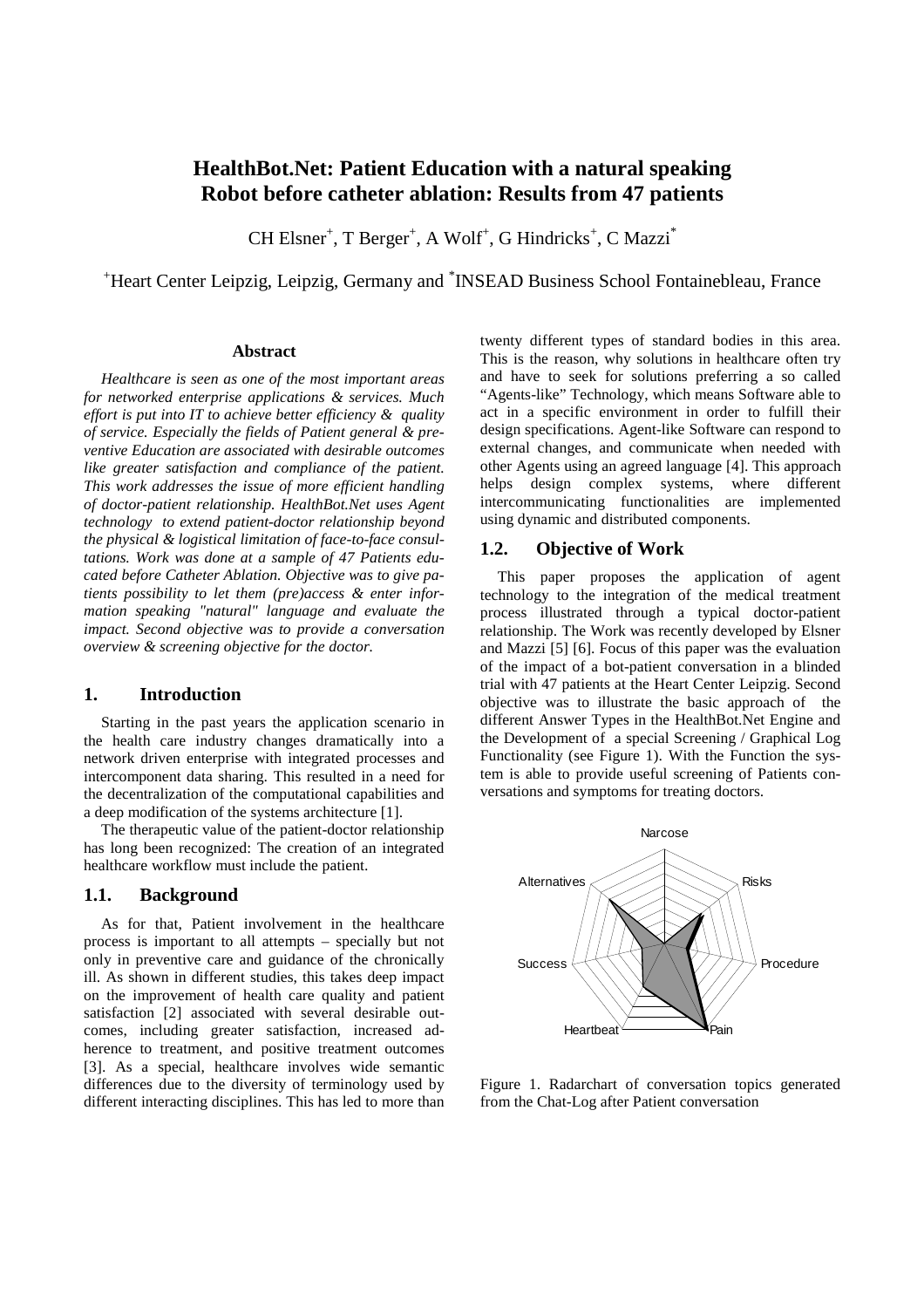# HealthBot.Net: Patient Education with a natural speaking Robot before catheter ablation: Results from 47 patients

CH Elsner[+], T Berger[+], A Wolf[+], G Hindricks[+], C Mazzi[*]

[+]Heart Center Leipzig, Leipzig, Germany and [*]INSEAD Business School Fontainebleau, France

### Abstract

*Healthcare is seen as one of the most important areas for networked enterprise applications & services. Much effort is put into IT to achieve better efficiency & quality of service. Especially the fields of Patient general & preventive Education are associated with desirable outcomes like greater satisfaction and compliance of the patient. This work addresses the issue of more efficient handling of doctor-patient relationship. HealthBot.Net uses Agent technology to extend patient-doctor relationship beyond the physical & logistical limitation of face-to-face consultations. Work was done at a sample of 47 Patients educated before Catheter Ablation. Objective was to give patients possibility to let them (pre)access & enter information speaking "natural" language and evaluate the impact. Second objective was to provide a conversation overview & screening objective for the doctor.*

## 1. Introduction

Starting in the past years the application scenario in the health care industry changes dramatically into a network driven enterprise with integrated processes and intercomponent data sharing. This resulted in a need for the decentralization of the computational capabilities and a deep modification of the systems architecture [1].

The therapeutic value of the patient-doctor relationship has long been recognized: The creation of an integrated healthcare workflow must include the patient.

## 1.1. Background

As for that, Patient involvement in the healthcare process is important to all attempts – specially but not only in preventive care and guidance of the chronically ill. As shown in different studies, this takes deep impact on the improvement of health care quality and patient satisfaction [2] associated with several desirable outcomes, including greater satisfaction, increased adherence to treatment, and positive treatment outcomes [3]. As a special, healthcare involves wide semantic differences due to the diversity of terminology used by different interacting disciplines. This has led to more than twenty different types of standard bodies in this area. This is the reason, why solutions in healthcare often try and have to seek for solutions preferring a so called "Agents-like" Technology, which means Software able to act in a specific environment in order to fulfill their design specifications. Agent-like Software can respond to external changes, and communicate when needed with other Agents using an agreed language [4]. This approach helps design complex systems, where different intercommunicating functionalities are implemented using dynamic and distributed components.

## 1.2. Objective of Work

This paper proposes the application of agent technology to the integration of the medical treatment process illustrated through a typical doctor-patient relationship. The Work was recently developed by Elsner and Mazzi [5] [6]. Focus of this paper was the evaluation of the impact of a bot-patient conversation in a blinded trial with 47 patients at the Heart Center Leipzig. Second objective was to illustrate the basic approach of the different Answer Types in the HealthBot.Net Engine and the Development of a special Screening / Graphical Log Functionality (see Figure 1). With the Function the system is able to provide useful screening of Patients conversations and symptoms for treating doctors.

Figure 1. Radarchart of conversation topics generated from the Chat-Log after Patient conversation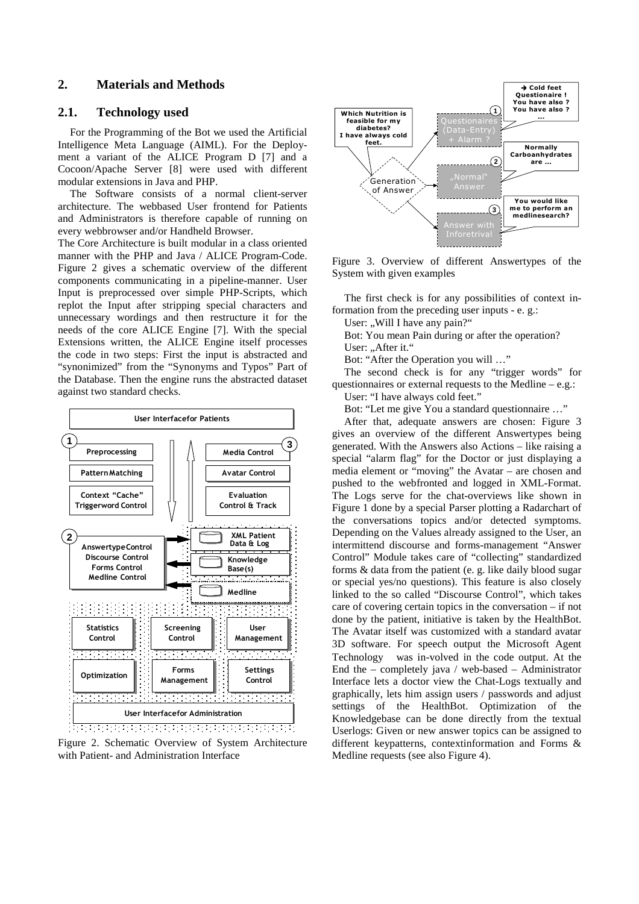## 2. Materials and Methods

### 2.1. Technology used

For the Programming of the Bot we used the Artificial Intelligence Meta Language (AIML). For the Deployment a variant of the ALICE Program D [7] and a Cocoon/Apache Server [8] were used with different modular extensions in Java and PHP.

The Software consists of a normal client-server architecture. The webbased User frontend for Patients and Administrators is therefore capable of running on every webbrowser and/or Handheld Browser.

The Core Architecture is built modular in a class oriented manner with the PHP and Java / ALICE Program-Code. Figure 2 gives a schematic overview of the different components communicating in a pipeline-manner. User Input is preprocessed over simple PHP-Scripts, which replot the Input after stripping special characters and unnecessary wordings and then restructure it for the needs of the core ALICE Engine [7]. With the special Extensions written, the ALICE Engine itself processes the code in two steps: First the input is abstracted and "synonimized" from the "Synonyms and Typos" Part of the Database. Then the engine runs the abstracted dataset against two standard checks.

Figure 2. Schematic Overview of System Architecture with Patient- and Administration Interface

Figure 3. Overview of different Answertypes of the System with given examples

The first check is for any possibilities of context information from the preceding user inputs - e. g.:

User: „Will I have any pain?"

Bot: You mean Pain during or after the operation?

User: „After it."

Bot: "After the Operation you will …"

The second check is for any "trigger words" for questionnaires or external requests to the Medline – e.g.:

User: "I have always cold feet."

Bot: "Let me give You a standard questionnaire …"

After that, adequate answers are chosen: Figure 3 gives an overview of the different Answertypes being generated. With the Answers also Actions – like raising a special "alarm flag" for the Doctor or just displaying a media element or "moving" the Avatar – are chosen and pushed to the webfronted and logged in XML-Format. The Logs serve for the chat-overviews like shown in Figure 1 done by a special Parser plotting a Radarchart of the conversations topics and/or detected symptoms. Depending on the Values already assigned to the User, an intermittend discourse and forms-management "Answer Control" Module takes care of "collecting" standardized forms & data from the patient (e. g. like daily blood sugar or special yes/no questions). This feature is also closely linked to the so called "Discourse Control", which takes care of covering certain topics in the conversation – if not done by the patient, initiative is taken by the HealthBot. The Avatar itself was customized with a standard avatar 3D software. For speech output the Microsoft Agent Technology was in-volved in the code output. At the End the – completely java / web-based – Administrator Interface lets a doctor view the Chat-Logs textually and graphically, lets him assign users / passwords and adjust settings of the HealthBot. Optimization of the Knowledgebase can be done directly from the textual Userlogs: Given or new answer topics can be assigned to different keypatterns, contextinformation and Forms & Medline requests (see also Figure 4).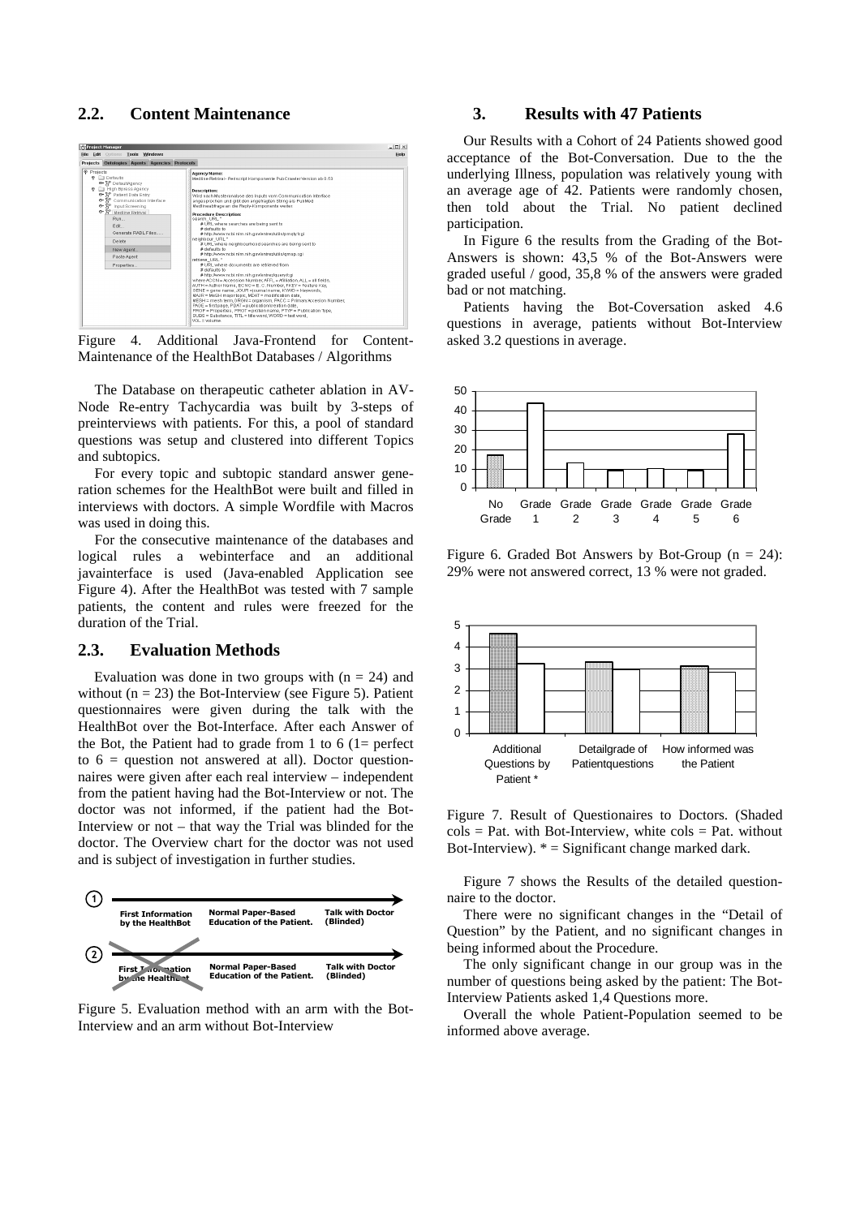## 2.2. Content Maintenance

Figure 4. Additional Java-Frontend for Content-Maintenance of the HealthBot Databases / Algorithms

The Database on therapeutic catheter ablation in AV-Node Re-entry Tachycardia was built by 3-steps of preinterviews with patients. For this, a pool of standard questions was setup and clustered into different Topics and subtopics.

For every topic and subtopic standard answer generation schemes for the HealthBot were built and filled in interviews with doctors. A simple Wordfile with Macros was used in doing this.

For the consecutive maintenance of the databases and logical rules a webinterface and an additional javainterface is used (Java-enabled Application see Figure 4). After the HealthBot was tested with 7 sample patients, the content and rules were freezed for the duration of the Trial.

## 2.3. Evaluation Methods

Evaluation was done in two groups with (n = 24) and without (n = 23) the Bot-Interview (see Figure 5). Patient questionnaires were given during the talk with the HealthBot over the Bot-Interface. After each Answer of the Bot, the Patient had to grade from 1 to 6 (1= perfect to 6 = question not answered at all). Doctor questionnaires were given after each real interview – independent from the patient having had the Bot-Interview or not. The doctor was not informed, if the patient had the Bot-Interview or not – that way the Trial was blinded for the doctor. The Overview chart for the doctor was not used and is subject of investigation in further studies.

Figure 5. Evaluation method with an arm with the Bot-Interview and an arm without Bot-Interview

## 3. Results with 47 Patients

Our Results with a Cohort of 24 Patients showed good acceptance of the Bot-Conversation. Due to the the underlying Illness, population was relatively young with an average age of 42. Patients were randomly chosen, then told about the Trial. No patient declined participation.

In Figure 6 the results from the Grading of the Bot-Answers is shown: 43,5 % of the Bot-Answers were graded useful / good, 35,8 % of the answers were graded bad or not matching.

Patients having the Bot-Coversation asked 4.6 questions in average, patients without Bot-Interview asked 3.2 questions in average.

Figure 6. Graded Bot Answers by Bot-Group (n = 24): 29% were not answered correct, 13 % were not graded.

Figure 7. Result of Questionaires to Doctors. (Shaded cols = Pat. with Bot-Interview, white cols = Pat. without Bot-Interview). * = Significant change marked dark.

Figure 7 shows the Results of the detailed questionnaire to the doctor.

There were no significant changes in the "Detail of Question" by the Patient, and no significant changes in being informed about the Procedure.

The only significant change in our group was in the number of questions being asked by the patient: The Bot-Interview Patients asked 1,4 Questions more.

Overall the whole Patient-Population seemed to be informed above average.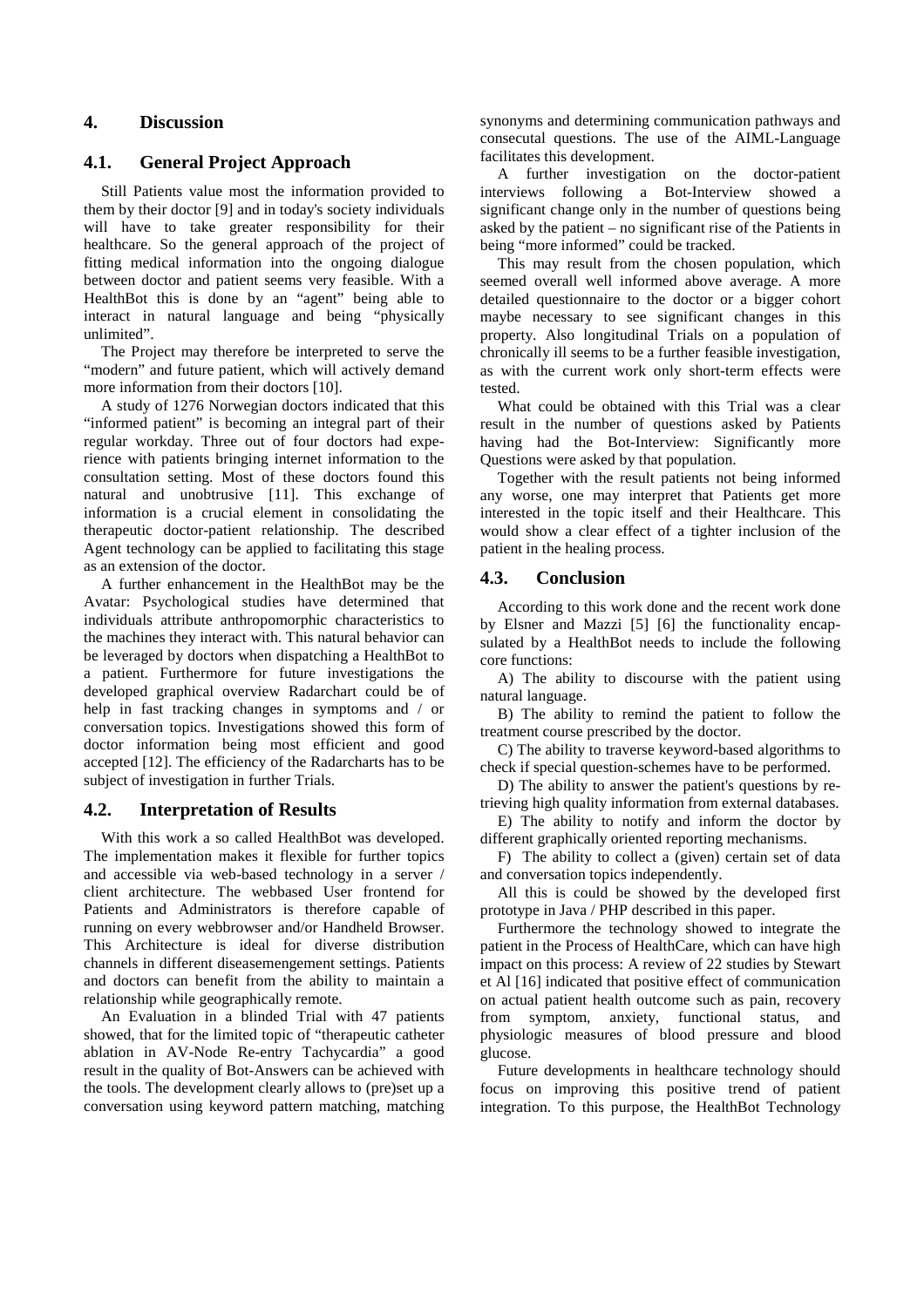## 4. Discussion

### 4.1. General Project Approach

Still Patients value most the information provided to them by their doctor [9] and in today's society individuals will have to take greater responsibility for their healthcare. So the general approach of the project of fitting medical information into the ongoing dialogue between doctor and patient seems very feasible. With a HealthBot this is done by an "agent" being able to interact in natural language and being "physically unlimited".

The Project may therefore be interpreted to serve the "modern" and future patient, which will actively demand more information from their doctors [10].

A study of 1276 Norwegian doctors indicated that this "informed patient" is becoming an integral part of their regular workday. Three out of four doctors had experience with patients bringing internet information to the consultation setting. Most of these doctors found this natural and unobtrusive [11]. This exchange of information is a crucial element in consolidating the therapeutic doctor-patient relationship. The described Agent technology can be applied to facilitating this stage as an extension of the doctor.

A further enhancement in the HealthBot may be the Avatar: Psychological studies have determined that individuals attribute anthropomorphic characteristics to the machines they interact with. This natural behavior can be leveraged by doctors when dispatching a HealthBot to a patient. Furthermore for future investigations the developed graphical overview Radarchart could be of help in fast tracking changes in symptoms and / or conversation topics. Investigations showed this form of doctor information being most efficient and good accepted [12]. The efficiency of the Radarcharts has to be subject of investigation in further Trials.

### 4.2. Interpretation of Results

With this work a so called HealthBot was developed. The implementation makes it flexible for further topics and accessible via web-based technology in a server / client architecture. The webbased User frontend for Patients and Administrators is therefore capable of running on every webbrowser and/or Handheld Browser. This Architecture is ideal for diverse distribution channels in different diseasemengement settings. Patients and doctors can benefit from the ability to maintain a relationship while geographically remote.

An Evaluation in a blinded Trial with 47 patients showed, that for the limited topic of "therapeutic catheter ablation in AV-Node Re-entry Tachycardia" a good result in the quality of Bot-Answers can be achieved with the tools. The development clearly allows to (pre)set up a conversation using keyword pattern matching, matching synonyms and determining communication pathways and consecutal questions. The use of the AIML-Language facilitates this development.

A further investigation on the doctor-patient interviews following a Bot-Interview showed a significant change only in the number of questions being asked by the patient – no significant rise of the Patients in being "more informed" could be tracked.

This may result from the chosen population, which seemed overall well informed above average. A more detailed questionnaire to the doctor or a bigger cohort maybe necessary to see significant changes in this property. Also longitudinal Trials on a population of chronically ill seems to be a further feasible investigation, as with the current work only short-term effects were tested.

What could be obtained with this Trial was a clear result in the number of questions asked by Patients having had the Bot-Interview: Significantly more Questions were asked by that population.

Together with the result patients not being informed any worse, one may interpret that Patients get more interested in the topic itself and their Healthcare. This would show a clear effect of a tighter inclusion of the patient in the healing process.

### 4.3. Conclusion

According to this work done and the recent work done by Elsner and Mazzi [5] [6] the functionality encapsulated by a HealthBot needs to include the following core functions:

A) The ability to discourse with the patient using natural language.

B) The ability to remind the patient to follow the treatment course prescribed by the doctor.

C) The ability to traverse keyword-based algorithms to check if special question-schemes have to be performed.

D) The ability to answer the patient's questions by retrieving high quality information from external databases.

E) The ability to notify and inform the doctor by different graphically oriented reporting mechanisms.

F) The ability to collect a (given) certain set of data and conversation topics independently.

All this is could be showed by the developed first prototype in Java / PHP described in this paper.

Furthermore the technology showed to integrate the patient in the Process of HealthCare, which can have high impact on this process: A review of 22 studies by Stewart et Al [16] indicated that positive effect of communication on actual patient health outcome such as pain, recovery from symptom, anxiety, functional status, and physiologic measures of blood pressure and blood glucose.

Future developments in healthcare technology should focus on improving this positive trend of patient integration. To this purpose, the HealthBot Technology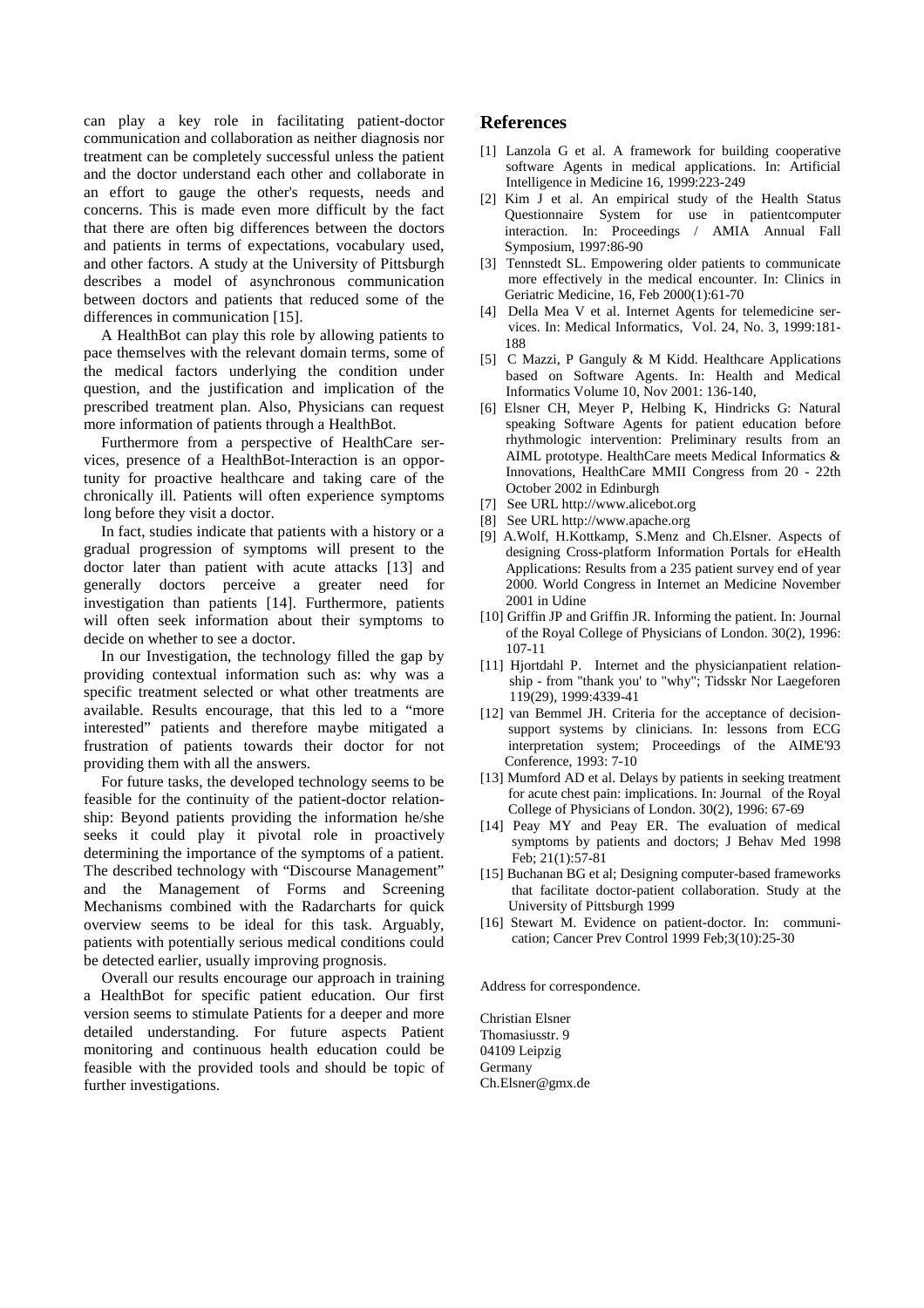can play a key role in facilitating patient-doctor communication and collaboration as neither diagnosis nor treatment can be completely successful unless the patient and the doctor understand each other and collaborate in an effort to gauge the other's requests, needs and concerns. This is made even more difficult by the fact that there are often big differences between the doctors and patients in terms of expectations, vocabulary used, and other factors. A study at the University of Pittsburgh describes a model of asynchronous communication between doctors and patients that reduced some of the differences in communication [15].

A HealthBot can play this role by allowing patients to pace themselves with the relevant domain terms, some of the medical factors underlying the condition under question, and the justification and implication of the prescribed treatment plan. Also, Physicians can request more information of patients through a HealthBot.

Furthermore from a perspective of HealthCare services, presence of a HealthBot-Interaction is an opportunity for proactive healthcare and taking care of the chronically ill. Patients will often experience symptoms long before they visit a doctor.

In fact, studies indicate that patients with a history or a gradual progression of symptoms will present to the doctor later than patient with acute attacks [13] and generally doctors perceive a greater need for investigation than patients [14]. Furthermore, patients will often seek information about their symptoms to decide on whether to see a doctor.

In our Investigation, the technology filled the gap by providing contextual information such as: why was a specific treatment selected or what other treatments are available. Results encourage, that this led to a "more interested" patients and therefore maybe mitigated a frustration of patients towards their doctor for not providing them with all the answers.

For future tasks, the developed technology seems to be feasible for the continuity of the patient-doctor relationship: Beyond patients providing the information he/she seeks it could play it pivotal role in proactively determining the importance of the symptoms of a patient. The described technology with "Discourse Management" and the Management of Forms and Screening Mechanisms combined with the Radarcharts for quick overview seems to be ideal for this task. Arguably, patients with potentially serious medical conditions could be detected earlier, usually improving prognosis.

Overall our results encourage our approach in training a HealthBot for specific patient education. Our first version seems to stimulate Patients for a deeper and more detailed understanding. For future aspects Patient monitoring and continuous health education could be feasible with the provided tools and should be topic of further investigations.

## References

[1] Lanzola G et al. A framework for building cooperative software Agents in medical applications. In: Artificial Intelligence in Medicine 16, 1999:223-249

[2] Kim J et al. An empirical study of the Health Status Questionnaire System for use in patientcomputer interaction. In: Proceedings / AMIA Annual Fall Symposium, 1997:86-90

[3] Tennstedt SL. Empowering older patients to communicate more effectively in the medical encounter. In: Clinics in Geriatric Medicine, 16, Feb 2000(1):61-70

[4] Della Mea V et al. Internet Agents for telemedicine services. In: Medical Informatics, Vol. 24, No. 3, 1999:181-188

[5] C Mazzi, P Ganguly & M Kidd. Healthcare Applications based on Software Agents. In: Health and Medical Informatics Volume 10, Nov 2001: 136-140,

[6] Elsner CH, Meyer P, Helbing K, Hindricks G: Natural speaking Software Agents for patient education before rhythmologic intervention: Preliminary results from an AIML prototype. HealthCare meets Medical Informatics & Innovations, HealthCare MMII Congress from 20 - 22th October 2002 in Edinburgh

[7] See URL http://www.alicebot.org

[8] See URL http://www.apache.org

[9] A.Wolf, H.Kottkamp, S.Menz and Ch.Elsner. Aspects of designing Cross-platform Information Portals for eHealth Applications: Results from a 235 patient survey end of year 2000. World Congress in Internet an Medicine November 2001 in Udine

[10] Griffin JP and Griffin JR. Informing the patient. In: Journal of the Royal College of Physicians of London. 30(2), 1996: 107-11

[11] Hjortdahl P. Internet and the physicianpatient relationship - from "thank you' to "why"; Tidsskr Nor Laegeforen 119(29), 1999:4339-41

[12] van Bemmel JH. Criteria for the acceptance of decision-support systems by clinicians. In: lessons from ECG interpretation system; Proceedings of the AIME'93 Conference, 1993: 7-10

[13] Mumford AD et al. Delays by patients in seeking treatment for acute chest pain: implications. In: Journal of the Royal College of Physicians of London. 30(2), 1996: 67-69

[14] Peay MY and Peay ER. The evaluation of medical symptoms by patients and doctors; J Behav Med 1998 Feb; 21(1):57-81

[15] Buchanan BG et al; Designing computer-based frameworks that facilitate doctor-patient collaboration. Study at the University of Pittsburgh 1999

[16] Stewart M. Evidence on patient-doctor. In: communication; Cancer Prev Control 1999 Feb;3(10):25-30

Address for correspondence.

Christian Elsner
Thomasiusstr. 9
04109 Leipzig
Germany
Ch.Elsner@gmx.de